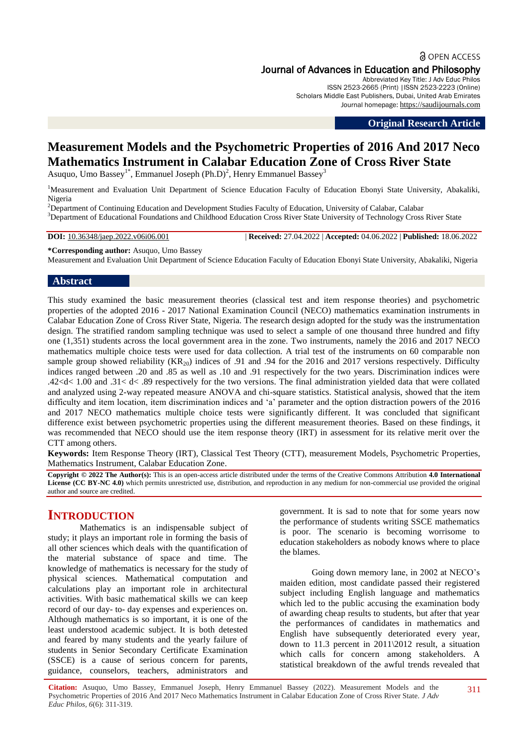Journal of Advances in Education and Philosophy
Abbreviated Key Title: J Adv Educ Philos
ISSN 2523-2665 (Print) |ISSN 2523-2223 (Online)
Scholars Middle East Publishers, Dubai, United Arab Emirates
Journal homepage: https://saudijournals.com

**Original Research Article**

# Measurement Models and the Psychometric Properties of 2016 And 2017 Neco Mathematics Instrument in Calabar Education Zone of Cross River State

Asuquo, Umo Bassey[1*], Emmanuel Joseph (Ph.D)[2], Henry Emmanuel Bassey[3]

[1]Measurement and Evaluation Unit Department of Science Education Faculty of Education Ebonyi State University, Abakaliki, Nigeria
[2]Department of Continuing Education and Development Studies Faculty of Education, University of Calabar, Calabar
[3]Department of Educational Foundations and Childhood Education Cross River State University of Technology Cross River State

**DOI:** 10.36348/jaep.2022.v06i06.001 | **Received:** 27.04.2022 | **Accepted:** 04.06.2022 | **Published:** 18.06.2022

**\*Corresponding author:** Asuquo, Umo Bassey
Measurement and Evaluation Unit Department of Science Education Faculty of Education Ebonyi State University, Abakaliki, Nigeria

## Abstract

This study examined the basic measurement theories (classical test and item response theories) and psychometric properties of the adopted 2016 - 2017 National Examination Council (NECO) mathematics examination instruments in Calabar Education Zone of Cross River State, Nigeria. The research design adopted for the study was the instrumentation design. The stratified random sampling technique was used to select a sample of one thousand three hundred and fifty one (1,351) students across the local government area in the zone. Two instruments, namely the 2016 and 2017 NECO mathematics multiple choice tests were used for data collection. A trial test of the instruments on 60 comparable non sample group showed reliability ($KR_{20}$) indices of .91 and .94 for the 2016 and 2017 versions respectively. Difficulty indices ranged between .20 and .85 as well as .10 and .91 respectively for the two years. Discrimination indices were $.42<d< 1.00$ and $.31< d< .89$ respectively for the two versions. The final administration yielded data that were collated and analyzed using 2-way repeated measure ANOVA and chi-square statistics. Statistical analysis, showed that the item difficulty and item location, item discrimination indices and 'a' parameter and the option distraction powers of the 2016 and 2017 NECO mathematics multiple choice tests were significantly different. It was concluded that significant difference exist between psychometric properties using the different measurement theories. Based on these findings, it was recommended that NECO should use the item response theory (IRT) in assessment for its relative merit over the CTT among others.

**Keywords:** Item Response Theory (IRT), Classical Test Theory (CTT), measurement Models, Psychometric Properties, Mathematics Instrument, Calabar Education Zone.

**Copyright © 2022 The Author(s):** This is an open-access article distributed under the terms of the Creative Commons Attribution **4.0 International License (CC BY-NC 4.0)** which permits unrestricted use, distribution, and reproduction in any medium for non-commercial use provided the original author and source are credited.

## INTRODUCTION

Mathematics is an indispensable subject of study; it plays an important role in forming the basis of all other sciences which deals with the quantification of the material substance of space and time. The knowledge of mathematics is necessary for the study of physical sciences. Mathematical computation and calculations play an important role in architectural activities. With basic mathematical skills we can keep record of our day- to- day expenses and experiences on. Although mathematics is so important, it is one of the least understood academic subject. It is both detested and feared by many students and the yearly failure of students in Senior Secondary Certificate Examination (SSCE) is a cause of serious concern for parents, guidance, counselors, teachers, administrators and government. It is sad to note that for some years now the performance of students writing SSCE mathematics is poor. The scenario is becoming worrisome to education stakeholders as nobody knows where to place the blames.

Going down memory lane, in 2002 at NECO's maiden edition, most candidate passed their registered subject including English language and mathematics which led to the public accusing the examination body of awarding cheap results to students, but after that year the performances of candidates in mathematics and English have subsequently deteriorated every year, down to 11.3 percent in 2011\2012 result, a situation which calls for concern among stakeholders. A statistical breakdown of the awful trends revealed that

**Citation:** Asuquo, Umo Bassey, Emmanuel Joseph, Henry Emmanuel Bassey (2022). Measurement Models and the Psychometric Properties of 2016 And 2017 Neco Mathematics Instrument in Calabar Education Zone of Cross River State. *J Adv Educ Philos, 6*(6): 311-319.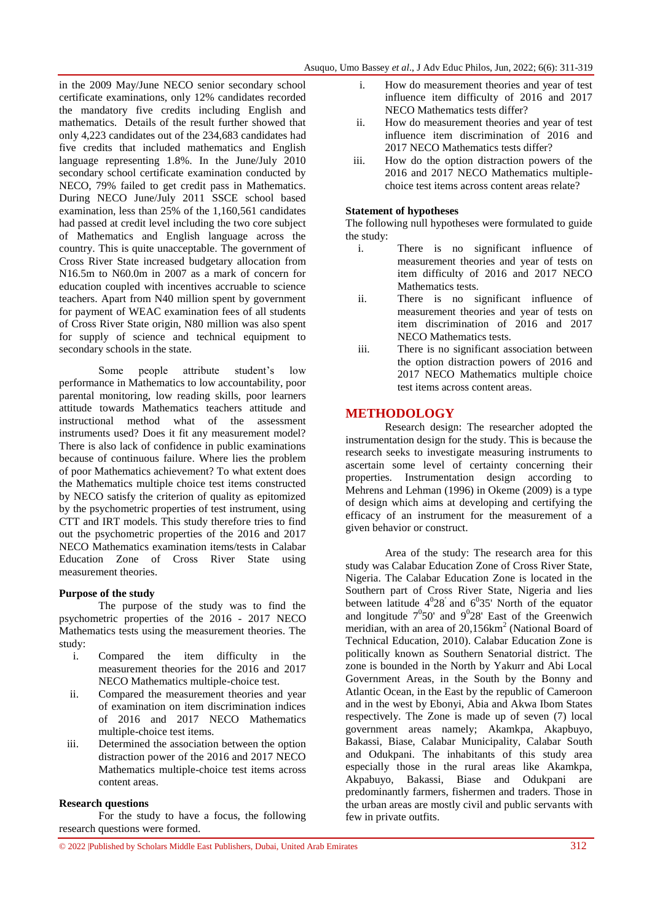in the 2009 May/June NECO senior secondary school certificate examinations, only 12% candidates recorded the mandatory five credits including English and mathematics. Details of the result further showed that only 4,223 candidates out of the 234,683 candidates had five credits that included mathematics and English language representing 1.8%. In the June/July 2010 secondary school certificate examination conducted by NECO, 79% failed to get credit pass in Mathematics. During NECO June/July 2011 SSCE school based examination, less than 25% of the 1,160,561 candidates had passed at credit level including the two core subject of Mathematics and English language across the country. This is quite unacceptable. The government of Cross River State increased budgetary allocation from N16.5m to N60.0m in 2007 as a mark of concern for education coupled with incentives accruable to science teachers. Apart from N40 million spent by government for payment of WEAC examination fees of all students of Cross River State origin, N80 million was also spent for supply of science and technical equipment to secondary schools in the state.

Some people attribute student's low performance in Mathematics to low accountability, poor parental monitoring, low reading skills, poor learners attitude towards Mathematics teachers attitude and instructional method what of the assessment instruments used? Does it fit any measurement model? There is also lack of confidence in public examinations because of continuous failure. Where lies the problem of poor Mathematics achievement? To what extent does the Mathematics multiple choice test items constructed by NECO satisfy the criterion of quality as epitomized by the psychometric properties of test instrument, using CTT and IRT models. This study therefore tries to find out the psychometric properties of the 2016 and 2017 NECO Mathematics examination items/tests in Calabar Education Zone of Cross River State using measurement theories.

**Purpose of the study**

The purpose of the study was to find the psychometric properties of the 2016 - 2017 NECO Mathematics tests using the measurement theories. The study:

i. Compared the item difficulty in the measurement theories for the 2016 and 2017 NECO Mathematics multiple-choice test.
ii. Compared the measurement theories and year of examination on item discrimination indices of 2016 and 2017 NECO Mathematics multiple-choice test items.
iii. Determined the association between the option distraction power of the 2016 and 2017 NECO Mathematics multiple-choice test items across content areas.

**Research questions**

For the study to have a focus, the following research questions were formed.

i. How do measurement theories and year of test influence item difficulty of 2016 and 2017 NECO Mathematics tests differ?
ii. How do measurement theories and year of test influence item discrimination of 2016 and 2017 NECO Mathematics tests differ?
iii. How do the option distraction powers of the 2016 and 2017 NECO Mathematics multiple-choice test items across content areas relate?

**Statement of hypotheses**

The following null hypotheses were formulated to guide the study:

i. There is no significant influence of measurement theories and year of tests on item difficulty of 2016 and 2017 NECO Mathematics tests.
ii. There is no significant influence of measurement theories and year of tests on item discrimination of 2016 and 2017 NECO Mathematics tests.
iii. There is no significant association between the option distraction powers of 2016 and 2017 NECO Mathematics multiple choice test items across content areas.

## METHODOLOGY

Research design: The researcher adopted the instrumentation design for the study. This is because the research seeks to investigate measuring instruments to ascertain some level of certainty concerning their properties. Instrumentation design according to Mehrens and Lehman (1996) in Okeme (2009) is a type of design which aims at developing and certifying the efficacy of an instrument for the measurement of a given behavior or construct.

Area of the study: The research area for this study was Calabar Education Zone of Cross River State, Nigeria. The Calabar Education Zone is located in the Southern part of Cross River State, Nigeria and lies between latitude $4^0 28'$ and $6^0 35'$ North of the equator and longitude $7^0 50'$ and $9^0 28'$ East of the Greenwich meridian, with an area of $20{,}156\text{km}^2$ (National Board of Technical Education, 2010). Calabar Education Zone is politically known as Southern Senatorial district. The zone is bounded in the North by Yakurr and Abi Local Government Areas, in the South by the Bonny and Atlantic Ocean, in the East by the republic of Cameroon and in the west by Ebonyi, Abia and Akwa Ibom States respectively. The Zone is made up of seven (7) local government areas namely; Akamkpa, Akapbuyo, Bakassi, Biase, Calabar Municipality, Calabar South and Odukpani. The inhabitants of this study area especially those in the rural areas like Akamkpa, Akpabuyo, Bakassi, Biase and Odukpani are predominantly farmers, fishermen and traders. Those in the urban areas are mostly civil and public servants with few in private outfits.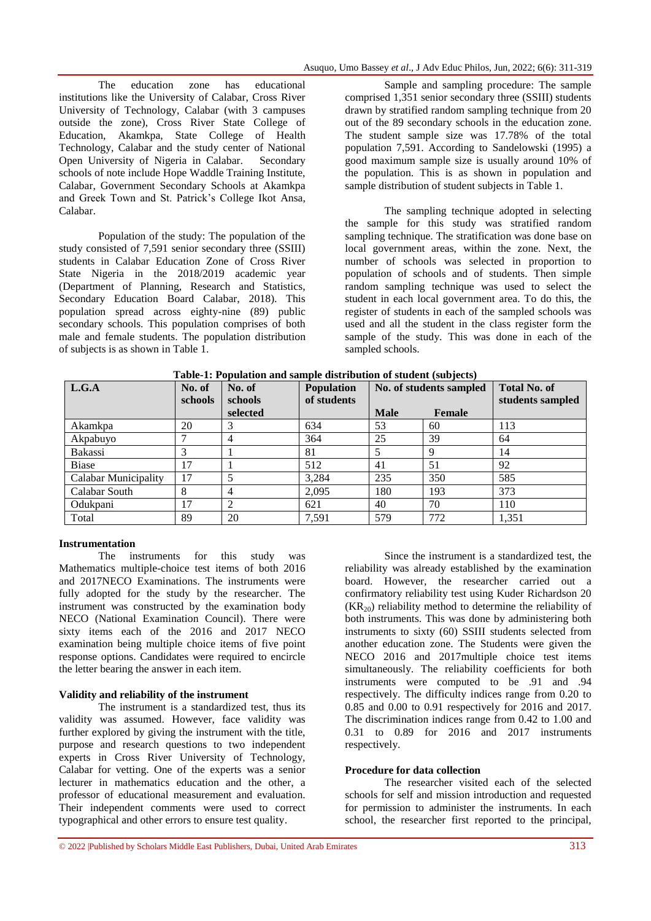The education zone has educational institutions like the University of Calabar, Cross River University of Technology, Calabar (with 3 campuses outside the zone), Cross River State College of Education, Akamkpa, State College of Health Technology, Calabar and the study center of National Open University of Nigeria in Calabar. Secondary schools of note include Hope Waddle Training Institute, Calabar, Government Secondary Schools at Akamkpa and Greek Town and St. Patrick's College Ikot Ansa, Calabar.

Population of the study: The population of the study consisted of 7,591 senior secondary three (SSIII) students in Calabar Education Zone of Cross River State Nigeria in the 2018/2019 academic year (Department of Planning, Research and Statistics, Secondary Education Board Calabar, 2018). This population spread across eighty-nine (89) public secondary schools. This population comprises of both male and female students. The population distribution of subjects is as shown in Table 1.

Sample and sampling procedure: The sample comprised 1,351 senior secondary three (SSIII) students drawn by stratified random sampling technique from 20 out of the 89 secondary schools in the education zone. The student sample size was 17.78% of the total population 7,591. According to Sandelowski (1995) a good maximum sample size is usually around 10% of the population. This is as shown in population and sample distribution of student subjects in Table 1.

The sampling technique adopted in selecting the sample for this study was stratified random sampling technique. The stratification was done base on local government areas, within the zone. Next, the number of schools was selected in proportion to population of schools and of students. Then simple random sampling technique was used to select the student in each local government area. To do this, the register of students in each of the sampled schools was used and all the student in the class register form the sample of the study. This was done in each of the sampled schools.

**Table-1: Population and sample distribution of student (subjects)**

| L.G.A | No. of schools | No. of schools selected | Population of students | No. of students sampled | | Total No. of students sampled |
|---|---|---|---|---|---|---|
| | | | | Male | Female | |
| Akamkpa | 20 | 3 | 634 | 53 | 60 | 113 |
| Akpabuyo | 7 | 4 | 364 | 25 | 39 | 64 |
| Bakassi | 3 | 1 | 81 | 5 | 9 | 14 |
| Biase | 17 | 1 | 512 | 41 | 51 | 92 |
| Calabar Municipality | 17 | 5 | 3,284 | 235 | 350 | 585 |
| Calabar South | 8 | 4 | 2,095 | 180 | 193 | 373 |
| Odukpani | 17 | 2 | 621 | 40 | 70 | 110 |
| Total | 89 | 20 | 7,591 | 579 | 772 | 1,351 |

**Instrumentation**

The instruments for this study was Mathematics multiple-choice test items of both 2016 and 2017NECO Examinations. The instruments were fully adopted for the study by the researcher. The instrument was constructed by the examination body NECO (National Examination Council). There were sixty items each of the 2016 and 2017 NECO examination being multiple choice items of five point response options. Candidates were required to encircle the letter bearing the answer in each item.

**Validity and reliability of the instrument**

The instrument is a standardized test, thus its validity was assumed. However, face validity was further explored by giving the instrument with the title, purpose and research questions to two independent experts in Cross River University of Technology, Calabar for vetting. One of the experts was a senior lecturer in mathematics education and the other, a professor of educational measurement and evaluation. Their independent comments were used to correct typographical and other errors to ensure test quality.

Since the instrument is a standardized test, the reliability was already established by the examination board. However, the researcher carried out a confirmatory reliability test using Kuder Richardson 20 ($KR_{20}$) reliability method to determine the reliability of both instruments. This was done by administering both instruments to sixty (60) SSIII students selected from another education zone. The Students were given the NECO 2016 and 2017multiple choice test items simultaneously. The reliability coefficients for both instruments were computed to be .91 and .94 respectively. The difficulty indices range from 0.20 to 0.85 and 0.00 to 0.91 respectively for 2016 and 2017. The discrimination indices range from 0.42 to 1.00 and 0.31 to 0.89 for 2016 and 2017 instruments respectively.

**Procedure for data collection**

The researcher visited each of the selected schools for self and mission introduction and requested for permission to administer the instruments. In each school, the researcher first reported to the principal,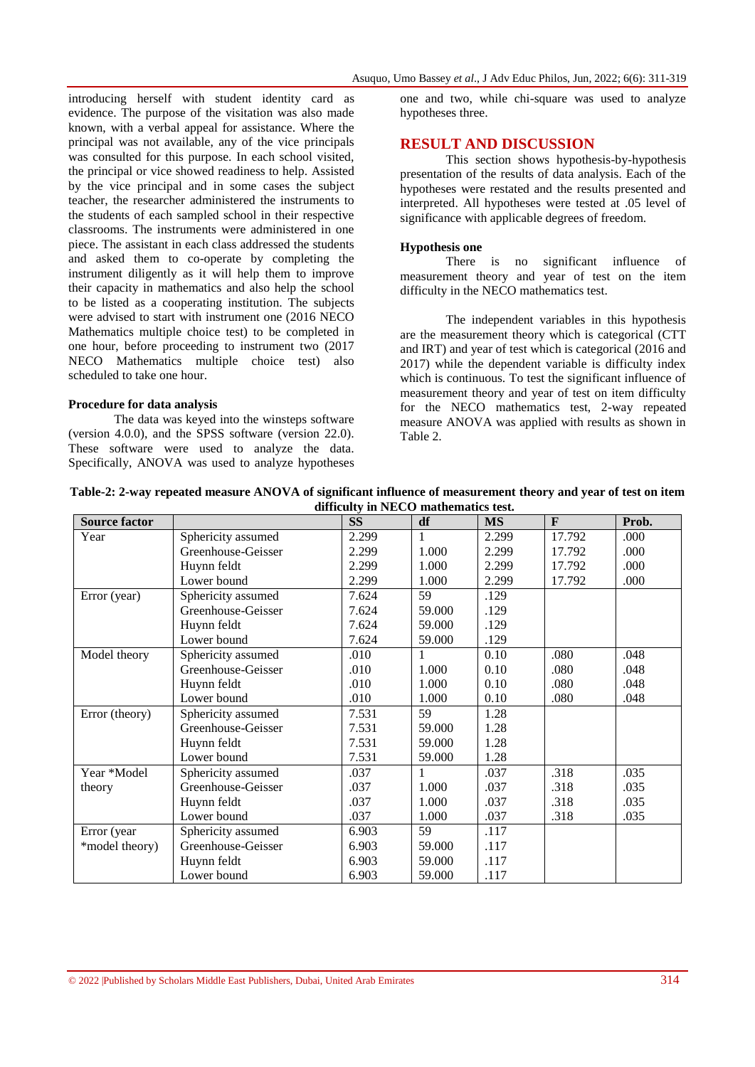introducing herself with student identity card as evidence. The purpose of the visitation was also made known, with a verbal appeal for assistance. Where the principal was not available, any of the vice principals was consulted for this purpose. In each school visited, the principal or vice showed readiness to help. Assisted by the vice principal and in some cases the subject teacher, the researcher administered the instruments to the students of each sampled school in their respective classrooms. The instruments were administered in one piece. The assistant in each class addressed the students and asked them to co-operate by completing the instrument diligently as it will help them to improve their capacity in mathematics and also help the school to be listed as a cooperating institution. The subjects were advised to start with instrument one (2016 NECO Mathematics multiple choice test) to be completed in one hour, before proceeding to instrument two (2017 NECO Mathematics multiple choice test) also scheduled to take one hour.

**Procedure for data analysis**

The data was keyed into the winsteps software (version 4.0.0), and the SPSS software (version 22.0). These software were used to analyze the data. Specifically, ANOVA was used to analyze hypotheses one and two, while chi-square was used to analyze hypotheses three.

## RESULT AND DISCUSSION

This section shows hypothesis-by-hypothesis presentation of the results of data analysis. Each of the hypotheses were restated and the results presented and interpreted. All hypotheses were tested at .05 level of significance with applicable degrees of freedom.

**Hypothesis one**

There is no significant influence of measurement theory and year of test on the item difficulty in the NECO mathematics test.

The independent variables in this hypothesis are the measurement theory which is categorical (CTT and IRT) and year of test which is categorical (2016 and 2017) while the dependent variable is difficulty index which is continuous. To test the significant influence of measurement theory and year of test on item difficulty for the NECO mathematics test, 2-way repeated measure ANOVA was applied with results as shown in Table 2.

**Table-2: 2-way repeated measure ANOVA of significant influence of measurement theory and year of test on item difficulty in NECO mathematics test.**

| Source factor | | SS | df | MS | F | Prob. |
|---|---|---|---|---|---|---|
| Year | Sphericity assumed | 2.299 | 1 | 2.299 | 17.792 | .000 |
| | Greenhouse-Geisser | 2.299 | 1.000 | 2.299 | 17.792 | .000 |
| | Huynn feldt | 2.299 | 1.000 | 2.299 | 17.792 | .000 |
| | Lower bound | 2.299 | 1.000 | 2.299 | 17.792 | .000 |
| Error (year) | Sphericity assumed | 7.624 | 59 | .129 | | |
| | Greenhouse-Geisser | 7.624 | 59.000 | .129 | | |
| | Huynn feldt | 7.624 | 59.000 | .129 | | |
| | Lower bound | 7.624 | 59.000 | .129 | | |
| Model theory | Sphericity assumed | .010 | 1 | 0.10 | .080 | .048 |
| | Greenhouse-Geisser | .010 | 1.000 | 0.10 | .080 | .048 |
| | Huynn feldt | .010 | 1.000 | 0.10 | .080 | .048 |
| | Lower bound | .010 | 1.000 | 0.10 | .080 | .048 |
| Error (theory) | Sphericity assumed | 7.531 | 59 | 1.28 | | |
| | Greenhouse-Geisser | 7.531 | 59.000 | 1.28 | | |
| | Huynn feldt | 7.531 | 59.000 | 1.28 | | |
| | Lower bound | 7.531 | 59.000 | 1.28 | | |
| Year *Model theory | Sphericity assumed | .037 | 1 | .037 | .318 | .035 |
| | Greenhouse-Geisser | .037 | 1.000 | .037 | .318 | .035 |
| | Huynn feldt | .037 | 1.000 | .037 | .318 | .035 |
| | Lower bound | .037 | 1.000 | .037 | .318 | .035 |
| Error (year *model theory) | Sphericity assumed | 6.903 | 59 | .117 | | |
| | Greenhouse-Geisser | 6.903 | 59.000 | .117 | | |
| | Huynn feldt | 6.903 | 59.000 | .117 | | |
| | Lower bound | 6.903 | 59.000 | .117 | | |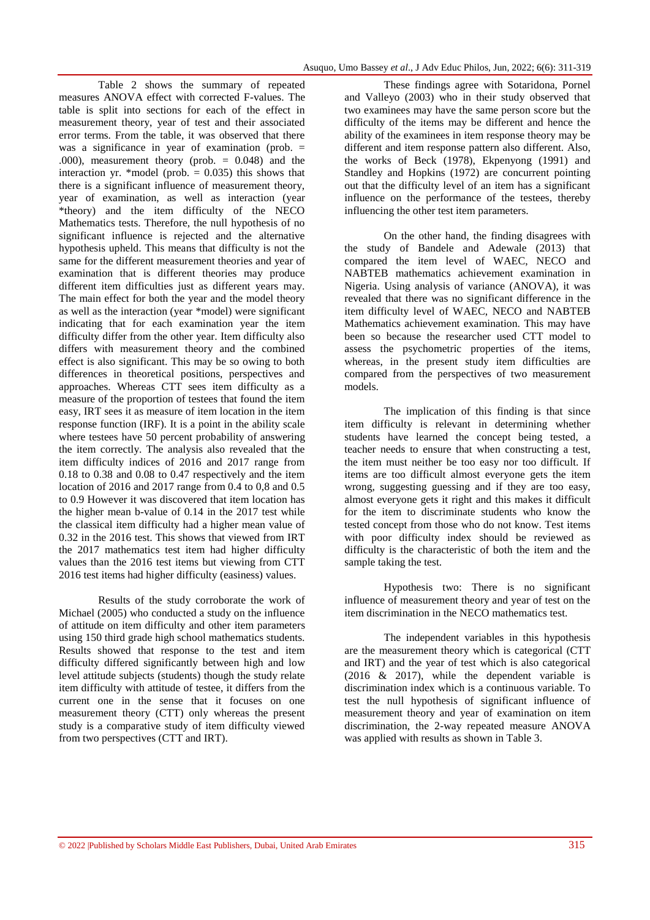Table 2 shows the summary of repeated measures ANOVA effect with corrected F-values. The table is split into sections for each of the effect in measurement theory, year of test and their associated error terms. From the table, it was observed that there was a significance in year of examination (prob. = .000), measurement theory (prob. = 0.048) and the interaction yr. *model (prob. = 0.035) this shows that there is a significant influence of measurement theory, year of examination, as well as interaction (year *theory) and the item difficulty of the NECO Mathematics tests. Therefore, the null hypothesis of no significant influence is rejected and the alternative hypothesis upheld. This means that difficulty is not the same for the different measurement theories and year of examination that is different theories may produce different item difficulties just as different years may. The main effect for both the year and the model theory as well as the interaction (year *model) were significant indicating that for each examination year the item difficulty differ from the other year. Item difficulty also differs with measurement theory and the combined effect is also significant. This may be so owing to both differences in theoretical positions, perspectives and approaches. Whereas CTT sees item difficulty as a measure of the proportion of testees that found the item easy, IRT sees it as measure of item location in the item response function (IRF). It is a point in the ability scale where testees have 50 percent probability of answering the item correctly. The analysis also revealed that the item difficulty indices of 2016 and 2017 range from 0.18 to 0.38 and 0.08 to 0.47 respectively and the item location of 2016 and 2017 range from 0.4 to 0,8 and 0.5 to 0.9 However it was discovered that item location has the higher mean b-value of 0.14 in the 2017 test while the classical item difficulty had a higher mean value of 0.32 in the 2016 test. This shows that viewed from IRT the 2017 mathematics test item had higher difficulty values than the 2016 test items but viewing from CTT 2016 test items had higher difficulty (easiness) values.

Results of the study corroborate the work of Michael (2005) who conducted a study on the influence of attitude on item difficulty and other item parameters using 150 third grade high school mathematics students. Results showed that response to the test and item difficulty differed significantly between high and low level attitude subjects (students) though the study relate item difficulty with attitude of testee, it differs from the current one in the sense that it focuses on one measurement theory (CTT) only whereas the present study is a comparative study of item difficulty viewed from two perspectives (CTT and IRT).

These findings agree with Sotaridona, Pornel and Valleyo (2003) who in their study observed that two examinees may have the same person score but the difficulty of the items may be different and hence the ability of the examinees in item response theory may be different and item response pattern also different. Also, the works of Beck (1978), Ekpenyong (1991) and Standley and Hopkins (1972) are concurrent pointing out that the difficulty level of an item has a significant influence on the performance of the testees, thereby influencing the other test item parameters.

On the other hand, the finding disagrees with the study of Bandele and Adewale (2013) that compared the item level of WAEC, NECO and NABTEB mathematics achievement examination in Nigeria. Using analysis of variance (ANOVA), it was revealed that there was no significant difference in the item difficulty level of WAEC, NECO and NABTEB Mathematics achievement examination. This may have been so because the researcher used CTT model to assess the psychometric properties of the items, whereas, in the present study item difficulties are compared from the perspectives of two measurement models.

The implication of this finding is that since item difficulty is relevant in determining whether students have learned the concept being tested, a teacher needs to ensure that when constructing a test, the item must neither be too easy nor too difficult. If items are too difficult almost everyone gets the item wrong, suggesting guessing and if they are too easy, almost everyone gets it right and this makes it difficult for the item to discriminate students who know the tested concept from those who do not know. Test items with poor difficulty index should be reviewed as difficulty is the characteristic of both the item and the sample taking the test.

Hypothesis two: There is no significant influence of measurement theory and year of test on the item discrimination in the NECO mathematics test.

The independent variables in this hypothesis are the measurement theory which is categorical (CTT and IRT) and the year of test which is also categorical (2016 & 2017), while the dependent variable is discrimination index which is a continuous variable. To test the null hypothesis of significant influence of measurement theory and year of examination on item discrimination, the 2-way repeated measure ANOVA was applied with results as shown in Table 3.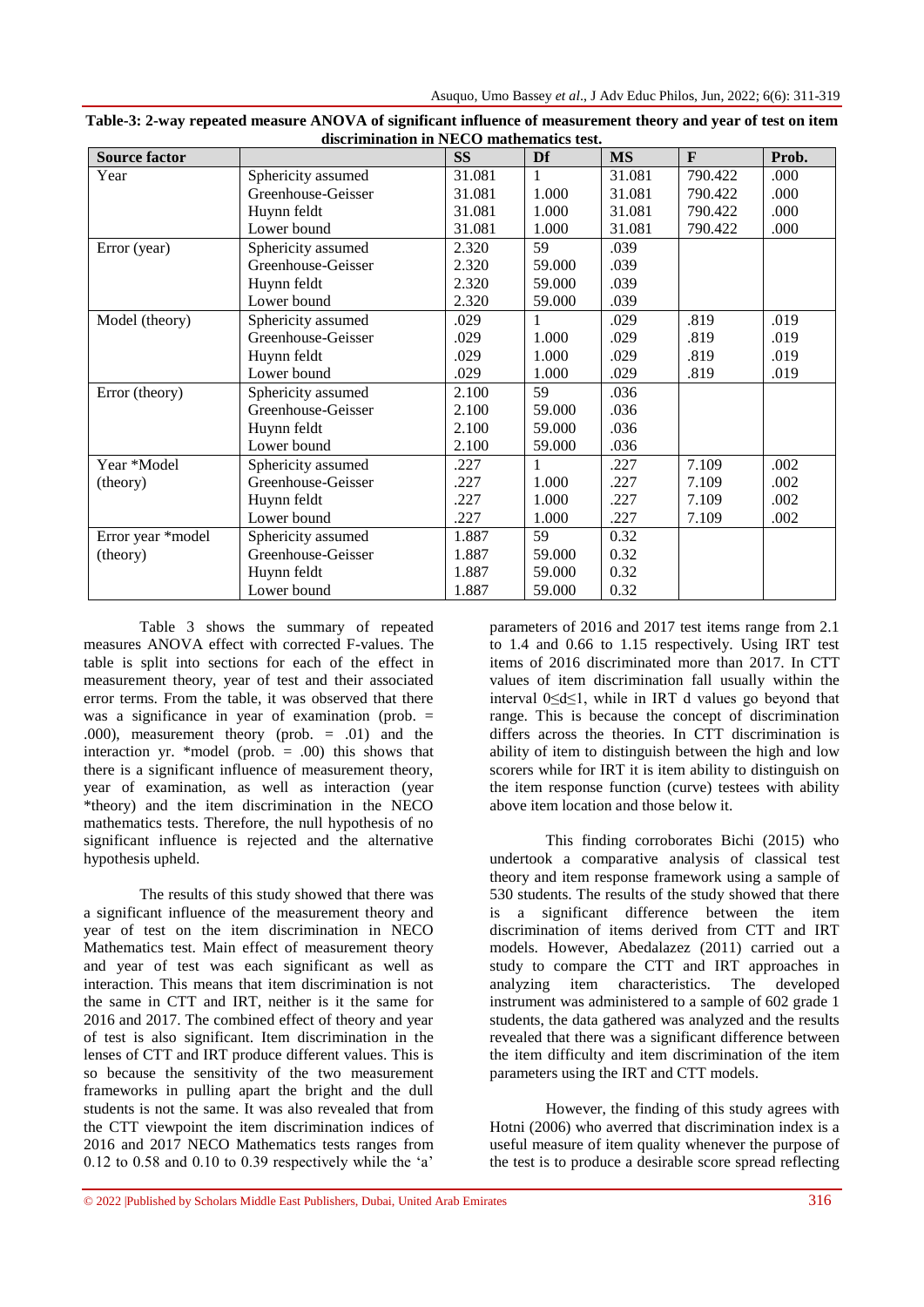**Table-3: 2-way repeated measure ANOVA of significant influence of measurement theory and year of test on item discrimination in NECO mathematics test.**

| Source factor | | SS | Df | MS | F | Prob. |
|---|---|---|---|---|---|---|
| Year | Sphericity assumed | 31.081 | 1 | 31.081 | 790.422 | .000 |
| | Greenhouse-Geisser | 31.081 | 1.000 | 31.081 | 790.422 | .000 |
| | Huynn feldt | 31.081 | 1.000 | 31.081 | 790.422 | .000 |
| | Lower bound | 31.081 | 1.000 | 31.081 | 790.422 | .000 |
| Error (year) | Sphericity assumed | 2.320 | 59 | .039 | | |
| | Greenhouse-Geisser | 2.320 | 59.000 | .039 | | |
| | Huynn feldt | 2.320 | 59.000 | .039 | | |
| | Lower bound | 2.320 | 59.000 | .039 | | |
| Model (theory) | Sphericity assumed | .029 | 1 | .029 | .819 | .019 |
| | Greenhouse-Geisser | .029 | 1.000 | .029 | .819 | .019 |
| | Huynn feldt | .029 | 1.000 | .029 | .819 | .019 |
| | Lower bound | .029 | 1.000 | .029 | .819 | .019 |
| Error (theory) | Sphericity assumed | 2.100 | 59 | .036 | | |
| | Greenhouse-Geisser | 2.100 | 59.000 | .036 | | |
| | Huynn feldt | 2.100 | 59.000 | .036 | | |
| | Lower bound | 2.100 | 59.000 | .036 | | |
| Year *Model (theory) | Sphericity assumed | .227 | 1 | .227 | 7.109 | .002 |
| | Greenhouse-Geisser | .227 | 1.000 | .227 | 7.109 | .002 |
| | Huynn feldt | .227 | 1.000 | .227 | 7.109 | .002 |
| | Lower bound | .227 | 1.000 | .227 | 7.109 | .002 |
| Error year *model (theory) | Sphericity assumed | 1.887 | 59 | 0.32 | | |
| | Greenhouse-Geisser | 1.887 | 59.000 | 0.32 | | |
| | Huynn feldt | 1.887 | 59.000 | 0.32 | | |
| | Lower bound | 1.887 | 59.000 | 0.32 | | |

Table 3 shows the summary of repeated measures ANOVA effect with corrected F-values. The table is split into sections for each of the effect in measurement theory, year of test and their associated error terms. From the table, it was observed that there was a significance in year of examination (prob. = .000), measurement theory (prob. = .01) and the interaction yr. *model (prob. = .00) this shows that there is a significant influence of measurement theory, year of examination, as well as interaction (year *theory) and the item discrimination in the NECO mathematics tests. Therefore, the null hypothesis of no significant influence is rejected and the alternative hypothesis upheld.

The results of this study showed that there was a significant influence of the measurement theory and year of test on the item discrimination in NECO Mathematics test. Main effect of measurement theory and year of test was each significant as well as interaction. This means that item discrimination is not the same in CTT and IRT, neither is it the same for 2016 and 2017. The combined effect of theory and year of test is also significant. Item discrimination in the lenses of CTT and IRT produce different values. This is so because the sensitivity of the two measurement frameworks in pulling apart the bright and the dull students is not the same. It was also revealed that from the CTT viewpoint the item discrimination indices of 2016 and 2017 NECO Mathematics tests ranges from 0.12 to 0.58 and 0.10 to 0.39 respectively while the 'a' parameters of 2016 and 2017 test items range from 2.1 to 1.4 and 0.66 to 1.15 respectively. Using IRT test items of 2016 discriminated more than 2017. In CTT values of item discrimination fall usually within the interval $0 \leq d \leq 1$, while in IRT d values go beyond that range. This is because the concept of discrimination differs across the theories. In CTT discrimination is ability of item to distinguish between the high and low scorers while for IRT it is item ability to distinguish on the item response function (curve) testees with ability above item location and those below it.

This finding corroborates Bichi (2015) who undertook a comparative analysis of classical test theory and item response framework using a sample of 530 students. The results of the study showed that there is a significant difference between the item discrimination of items derived from CTT and IRT models. However, Abedalazez (2011) carried out a study to compare the CTT and IRT approaches in analyzing item characteristics. The developed instrument was administered to a sample of 602 grade 1 students, the data gathered was analyzed and the results revealed that there was a significant difference between the item difficulty and item discrimination of the item parameters using the IRT and CTT models.

However, the finding of this study agrees with Hotni (2006) who averred that discrimination index is a useful measure of item quality whenever the purpose of the test is to produce a desirable score spread reflecting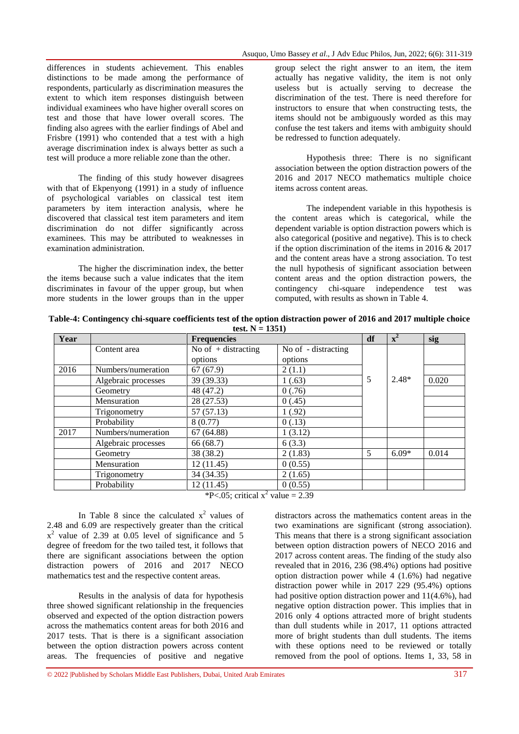differences in students achievement. This enables distinctions to be made among the performance of respondents, particularly as discrimination measures the extent to which item responses distinguish between individual examinees who have higher overall scores on test and those that have lower overall scores. The finding also agrees with the earlier findings of Abel and Frisbre (1991) who contended that a test with a high average discrimination index is always better as such a test will produce a more reliable zone than the other.

The finding of this study however disagrees with that of Ekpenyong (1991) in a study of influence of psychological variables on classical test item parameters by item interaction analysis, where he discovered that classical test item parameters and item discrimination do not differ significantly across examinees. This may be attributed to weaknesses in examination administration.

The higher the discrimination index, the better the items because such a value indicates that the item discriminates in favour of the upper group, but when more students in the lower groups than in the upper group select the right answer to an item, the item actually has negative validity, the item is not only useless but is actually serving to decrease the discrimination of the test. There is need therefore for instructors to ensure that when constructing tests, the items should not be ambiguously worded as this may confuse the test takers and items with ambiguity should be redressed to function adequately.

Hypothesis three: There is no significant association between the option distraction powers of the 2016 and 2017 NECO mathematics multiple choice items across content areas.

The independent variable in this hypothesis is the content areas which is categorical, while the dependent variable is option distraction powers which is also categorical (positive and negative). This is to check if the option discrimination of the items in 2016 & 2017 and the content areas have a strong association. To test the null hypothesis of significant association between content areas and the option distraction powers, the contingency chi-square independence test was computed, with results as shown in Table 4.

**Table-4: Contingency chi-square coefficients test of the option distraction power of 2016 and 2017 multiple choice test. N = 1351)**

| Year | | Frequencies | | df | $x^2$ | sig |
|---|---|---|---|---|---|---|
| | Content area | No of + distracting options | No of - distracting options | | | |
| 2016 | Numbers/numeration | 67 (67.9) | 2 (1.1) | | | |
| | Algebraic processes | 39 (39.33) | 1 (.63) | 5 | 2.48* | 0.020 |
| | Geometry | 48 (47.2) | 0 (.76) | | | |
| | Mensuration | 28 (27.53) | 0 (.45) | | | |
| | Trigonometry | 57 (57.13) | 1 (.92) | | | |
| | Probability | 8 (0.77) | 0 (.13) | | | |
| 2017 | Numbers/numeration | 67 (64.88) | 1 (3.12) | | | |
| | Algebraic processes | 66 (68.7) | 6 (3.3) | | | |
| | Geometry | 38 (38.2) | 2 (1.83) | 5 | 6.09* | 0.014 |
| | Mensuration | 12 (11.45) | 0 (0.55) | | | |
| | Trigonometry | 34 (34.35) | 2 (1.65) | | | |
| | Probability | 12 (11.45) | 0 (0.55) | | | |

*P<.05; critical $x^2$ value = 2.39

In Table 8 since the calculated $x^2$ values of 2.48 and 6.09 are respectively greater than the critical $x^2$ value of 2.39 at 0.05 level of significance and 5 degree of freedom for the two tailed test, it follows that there are significant associations between the option distraction powers of 2016 and 2017 NECO mathematics test and the respective content areas.

Results in the analysis of data for hypothesis three showed significant relationship in the frequencies observed and expected of the option distraction powers across the mathematics content areas for both 2016 and 2017 tests. That is there is a significant association between the option distraction powers across content areas. The frequencies of positive and negative distractors across the mathematics content areas in the two examinations are significant (strong association). This means that there is a strong significant association between option distraction powers of NECO 2016 and 2017 across content areas. The finding of the study also revealed that in 2016, 236 (98.4%) options had positive option distraction power while 4 (1.6%) had negative distraction power while in 2017 229 (95.4%) options had positive option distraction power and 11(4.6%), had negative option distraction power. This implies that in 2016 only 4 options attracted more of bright students than dull students while in 2017, 11 options attracted more of bright students than dull students. The items with these options need to be reviewed or totally removed from the pool of options. Items 1, 33, 58 in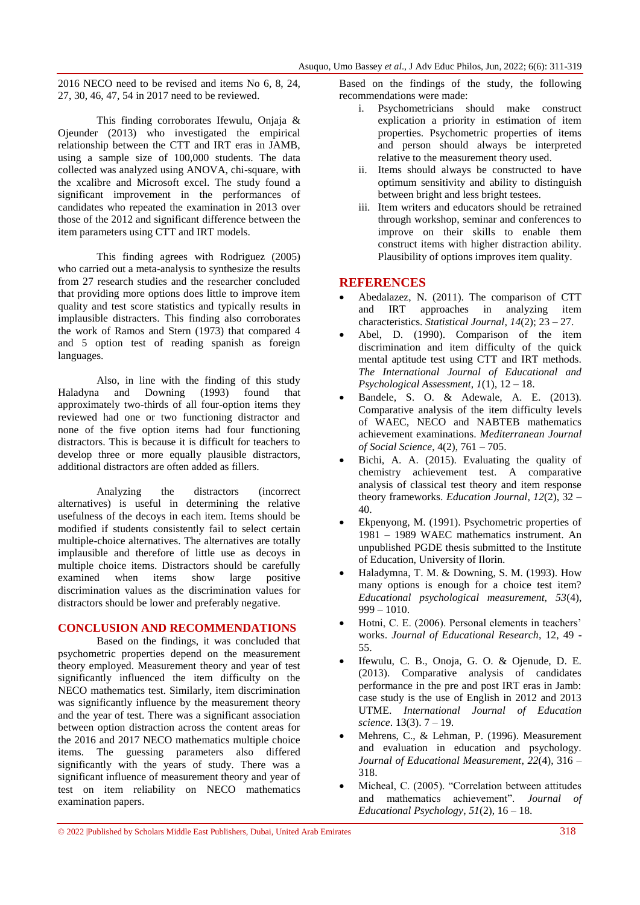2016 NECO need to be revised and items No 6, 8, 24, 27, 30, 46, 47, 54 in 2017 need to be reviewed.

This finding corroborates Ifewulu, Onjaja & Ojeunder (2013) who investigated the empirical relationship between the CTT and IRT eras in JAMB, using a sample size of 100,000 students. The data collected was analyzed using ANOVA, chi-square, with the xcalibre and Microsoft excel. The study found a significant improvement in the performances of candidates who repeated the examination in 2013 over those of the 2012 and significant difference between the item parameters using CTT and IRT models.

This finding agrees with Rodriguez (2005) who carried out a meta-analysis to synthesize the results from 27 research studies and the researcher concluded that providing more options does little to improve item quality and test score statistics and typically results in implausible distracters. This finding also corroborates the work of Ramos and Stern (1973) that compared 4 and 5 option test of reading spanish as foreign languages.

Also, in line with the finding of this study Haladyna and Downing (1993) found that approximately two-thirds of all four-option items they reviewed had one or two functioning distractor and none of the five option items had four functioning distractors. This is because it is difficult for teachers to develop three or more equally plausible distractors, additional distractors are often added as fillers.

Analyzing the distractors (incorrect alternatives) is useful in determining the relative usefulness of the decoys in each item. Items should be modified if students consistently fail to select certain multiple-choice alternatives. The alternatives are totally implausible and therefore of little use as decoys in multiple choice items. Distractors should be carefully examined when items show large positive discrimination values as the discrimination values for distractors should be lower and preferably negative.

## CONCLUSION AND RECOMMENDATIONS

Based on the findings, it was concluded that psychometric properties depend on the measurement theory employed. Measurement theory and year of test significantly influenced the item difficulty on the NECO mathematics test. Similarly, item discrimination was significantly influence by the measurement theory and the year of test. There was a significant association between option distraction across the content areas for the 2016 and 2017 NECO mathematics multiple choice items. The guessing parameters also differed significantly with the years of study. There was a significant influence of measurement theory and year of test on item reliability on NECO mathematics examination papers.

Based on the findings of the study, the following recommendations were made:

i. Psychometricians should make construct explication a priority in estimation of item properties. Psychometric properties of items and person should always be interpreted relative to the measurement theory used.
ii. Items should always be constructed to have optimum sensitivity and ability to distinguish between bright and less bright testees.
iii. Item writers and educators should be retrained through workshop, seminar and conferences to improve on their skills to enable them construct items with higher distraction ability. Plausibility of options improves item quality.

## REFERENCES

- Abedalazez, N. (2011). The comparison of CTT and IRT approaches in analyzing item characteristics. *Statistical Journal, 14*(2); 23 – 27.
- Abel, D. (1990). Comparison of the item discrimination and item difficulty of the quick mental aptitude test using CTT and IRT methods. *The International Journal of Educational and Psychological Assessment, 1*(1), 12 – 18.
- Bandele, S. O. & Adewale, A. E. (2013). Comparative analysis of the item difficulty levels of WAEC, NECO and NABTEB mathematics achievement examinations. *Mediterranean Journal of Social Science*, 4(2), 761 – 705.
- Bichi, A. A. (2015). Evaluating the quality of chemistry achievement test. A comparative analysis of classical test theory and item response theory frameworks. *Education Journal*, *12*(2), 32 – 40.
- Ekpenyong, M. (1991). Psychometric properties of 1981 – 1989 WAEC mathematics instrument. An unpublished PGDE thesis submitted to the Institute of Education, University of Ilorin.
- Haladymna, T. M. & Downing, S. M. (1993). How many options is enough for a choice test item? *Educational psychological measurement, 53*(4), 999 – 1010.
- Hotni, C. E. (2006). Personal elements in teachers' works. *Journal of Educational Research*, 12, 49 - 55.
- Ifewulu, C. B., Onoja, G. O. & Ojenude, D. E. (2013). Comparative analysis of candidates performance in the pre and post IRT eras in Jamb: case study is the use of English in 2012 and 2013 UTME. *International Journal of Education science*. 13(3). 7 – 19.
- Mehrens, C., & Lehman, P. (1996). Measurement and evaluation in education and psychology. *Journal of Educational Measurement*, *22*(4), 316 – 318.
- Micheal, C. (2005). "Correlation between attitudes and mathematics achievement". *Journal of Educational Psychology*, *51*(2), 16 – 18.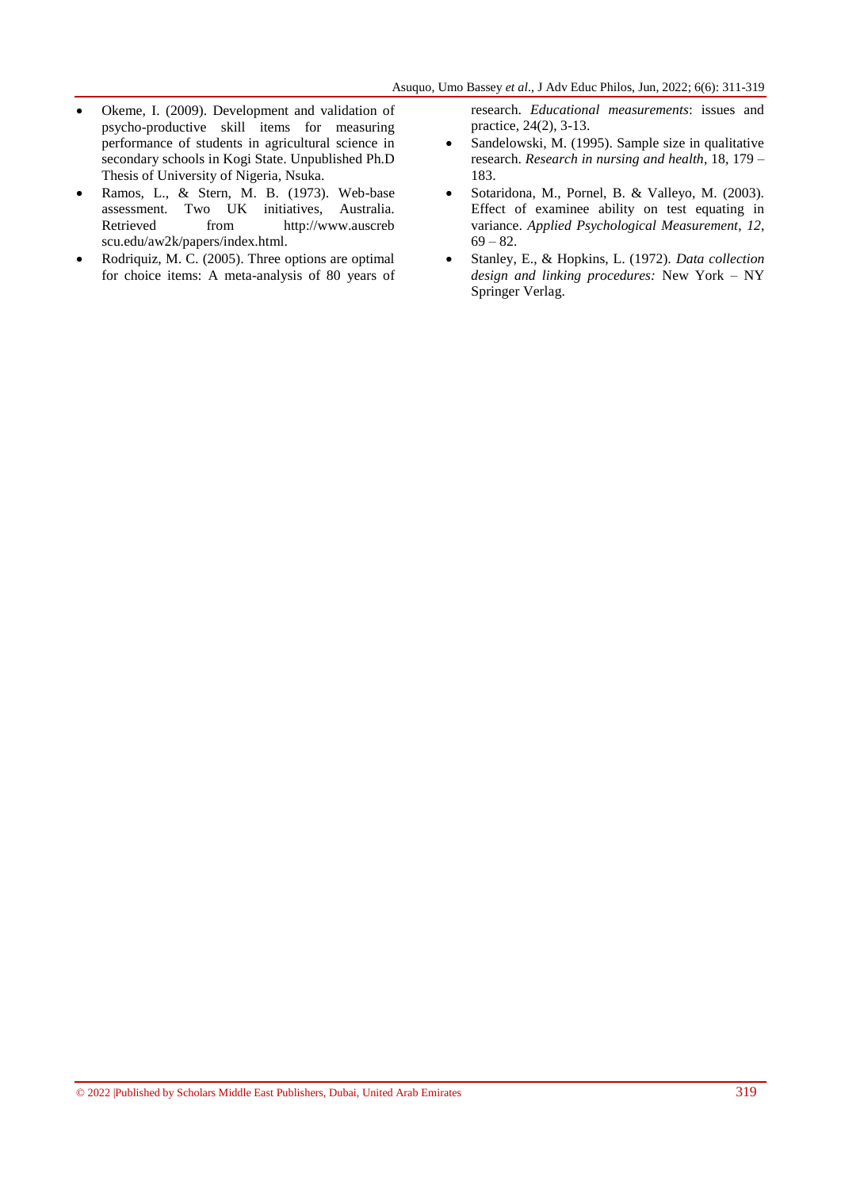- Okeme, I. (2009). Development and validation of psycho-productive skill items for measuring performance of students in agricultural science in secondary schools in Kogi State. Unpublished Ph.D Thesis of University of Nigeria, Nsuka.
- Ramos, L., & Stern, M. B. (1973). Web-base assessment. Two UK initiatives, Australia. Retrieved from http://www.auscreb scu.edu/aw2k/papers/index.html.
- Rodriquiz, M. C. (2005). Three options are optimal for choice items: A meta-analysis of 80 years of research. *Educational measurements*: issues and practice, 24(2), 3-13.
- Sandelowski, M. (1995). Sample size in qualitative research. *Research in nursing and health*, 18, 179 – 183.
- Sotaridona, M., Pornel, B. & Valleyo, M. (2003). Effect of examinee ability on test equating in variance. *Applied Psychological Measurement*, *12*, 69 – 82.
- Stanley, E., & Hopkins, L. (1972). *Data collection design and linking procedures:* New York – NY Springer Verlag.